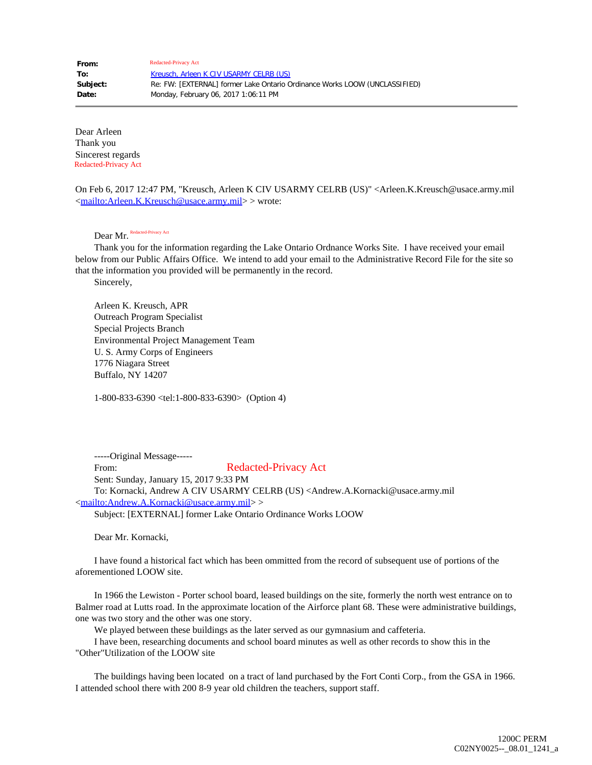| | |
|---|---|
| **From:** | Redacted-Privacy Act |
| **To:** | Kreusch, Arleen K CIV USARMY CELRB (US) |
| **Subject:** | Re: FW: [EXTERNAL] former Lake Ontario Ordinance Works LOOW (UNCLASSIFIED) |
| **Date:** | Monday, February 06, 2017 1:06:11 PM |

Dear Arleen
Thank you
Sincerest regards
Redacted-Privacy Act

On Feb 6, 2017 12:47 PM, "Kreusch, Arleen K CIV USARMY CELRB (US)" <Arleen.K.Kreusch@usace.army.mil <mailto:Arleen.K.Kreusch@usace.army.mil> > wrote:

Dear Mr. Redacted-Privacy Act

Thank you for the information regarding the Lake Ontario Ordnance Works Site. I have received your email below from our Public Affairs Office. We intend to add your email to the Administrative Record File for the site so that the information you provided will be permanently in the record.

Sincerely,

Arleen K. Kreusch, APR
Outreach Program Specialist
Special Projects Branch
Environmental Project Management Team
U. S. Army Corps of Engineers
1776 Niagara Street
Buffalo, NY 14207

1-800-833-6390 <tel:1-800-833-6390> (Option 4)

-----Original Message-----
From: Redacted-Privacy Act
Sent: Sunday, January 15, 2017 9:33 PM
To: Kornacki, Andrew A CIV USARMY CELRB (US) <Andrew.A.Kornacki@usace.army.mil <mailto:Andrew.A.Kornacki@usace.army.mil> >
Subject: [EXTERNAL] former Lake Ontario Ordinance Works LOOW

Dear Mr. Kornacki,

I have found a historical fact which has been ommitted from the record of subsequent use of portions of the aforementioned LOOW site.

In 1966 the Lewiston - Porter school board, leased buildings on the site, formerly the north west entrance on to Balmer road at Lutts road. In the approximate location of the Airforce plant 68. These were administrative buildings, one was two story and the other was one story.

We played between these buildings as the later served as our gymnasium and caffeteria.

I have been, researching documents and school board minutes as well as other records to show this in the "Other"Utilization of the LOOW site

The buildings having been located on a tract of land purchased by the Fort Conti Corp., from the GSA in 1966. I attended school there with 200 8-9 year old children the teachers, support staff.

1200C PERM
C02NY0025--_08.01_1241_a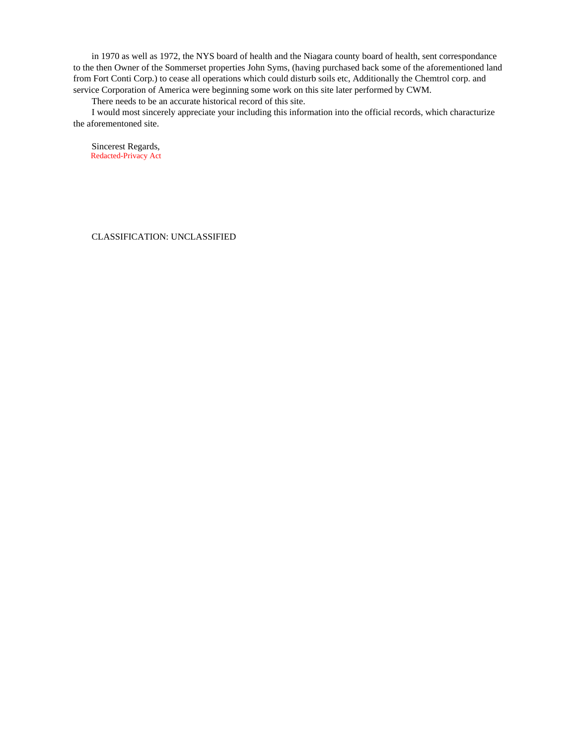in 1970 as well as 1972, the NYS board of health and the Niagara county board of health, sent correspondance to the then Owner of the Sommerset properties John Syms, (having purchased back some of the aforementioned land from Fort Conti Corp.) to cease all operations which could disturb soils etc, Additionally the Chemtrol corp. and service Corporation of America were beginning some work on this site later performed by CWM.

There needs to be an accurate historical record of this site.

I would most sincerely appreciate your including this information into the official records, which characturize the aforementoned site.

Sincerest Regards,
Redacted-Privacy Act

CLASSIFICATION: UNCLASSIFIED